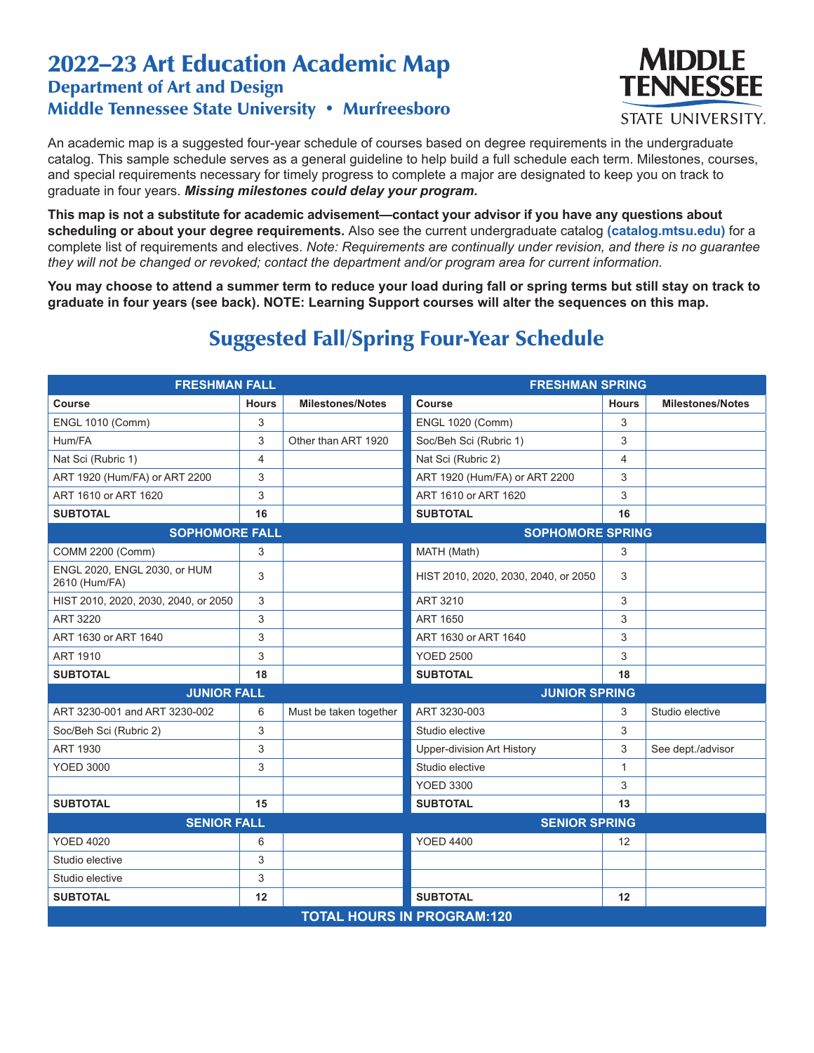# 2022–23 Art Education Academic Map

## Department of Art and Design

## Middle Tennessee State University • Murfreesboro

An academic map is a suggested four-year schedule of courses based on degree requirements in the undergraduate catalog. This sample schedule serves as a general guideline to help build a full schedule each term. Milestones, courses, and special requirements necessary for timely progress to complete a major are designated to keep you on track to graduate in four years. ***Missing milestones could delay your program.***

**This map is not a substitute for academic advisement—contact your advisor if you have any questions about scheduling or about your degree requirements.** Also see the current undergraduate catalog **(catalog.mtsu.edu)** for a complete list of requirements and electives. *Note: Requirements are continually under revision, and there is no guarantee they will not be changed or revoked; contact the department and/or program area for current information.*

**You may choose to attend a summer term to reduce your load during fall or spring terms but still stay on track to graduate in four years (see back). NOTE: Learning Support courses will alter the sequences on this map.**

## Suggested Fall/Spring Four-Year Schedule

| **FRESHMAN FALL** | | | **FRESHMAN SPRING** | | |
|---|---|---|---|---|---|
| **Course** | **Hours** | **Milestones/Notes** | **Course** | **Hours** | **Milestones/Notes** |
| ENGL 1010 (Comm) | 3 | | ENGL 1020 (Comm) | 3 | |
| Hum/FA | 3 | Other than ART 1920 | Soc/Beh Sci (Rubric 1) | 3 | |
| Nat Sci (Rubric 1) | 4 | | Nat Sci (Rubric 2) | 4 | |
| ART 1920 (Hum/FA) or ART 2200 | 3 | | ART 1920 (Hum/FA) or ART 2200 | 3 | |
| ART 1610 or ART 1620 | 3 | | ART 1610 or ART 1620 | 3 | |
| **SUBTOTAL** | **16** | | **SUBTOTAL** | **16** | |
| **SOPHOMORE FALL** | | | **SOPHOMORE SPRING** | | |
| COMM 2200 (Comm) | 3 | | MATH (Math) | 3 | |
| ENGL 2020, ENGL 2030, or HUM 2610 (Hum/FA) | 3 | | HIST 2010, 2020, 2030, 2040, or 2050 | 3 | |
| HIST 2010, 2020, 2030, 2040, or 2050 | 3 | | ART 3210 | 3 | |
| ART 3220 | 3 | | ART 1650 | 3 | |
| ART 1630 or ART 1640 | 3 | | ART 1630 or ART 1640 | 3 | |
| ART 1910 | 3 | | YOED 2500 | 3 | |
| **SUBTOTAL** | **18** | | **SUBTOTAL** | **18** | |
| **JUNIOR FALL** | | | **JUNIOR SPRING** | | |
| ART 3230-001 and ART 3230-002 | 6 | Must be taken together | ART 3230-003 | 3 | Studio elective |
| Soc/Beh Sci (Rubric 2) | 3 | | Studio elective | 3 | |
| ART 1930 | 3 | | Upper-division Art History | 3 | See dept./advisor |
| YOED 3000 | 3 | | Studio elective | 1 | |
| | | | YOED 3300 | 3 | |
| **SUBTOTAL** | **15** | | **SUBTOTAL** | **13** | |
| **SENIOR FALL** | | | **SENIOR SPRING** | | |
| YOED 4020 | 6 | | YOED 4400 | 12 | |
| Studio elective | 3 | | | | |
| Studio elective | 3 | | | | |
| **SUBTOTAL** | **12** | | **SUBTOTAL** | **12** | |
| **TOTAL HOURS IN PROGRAM:120** | | | | | |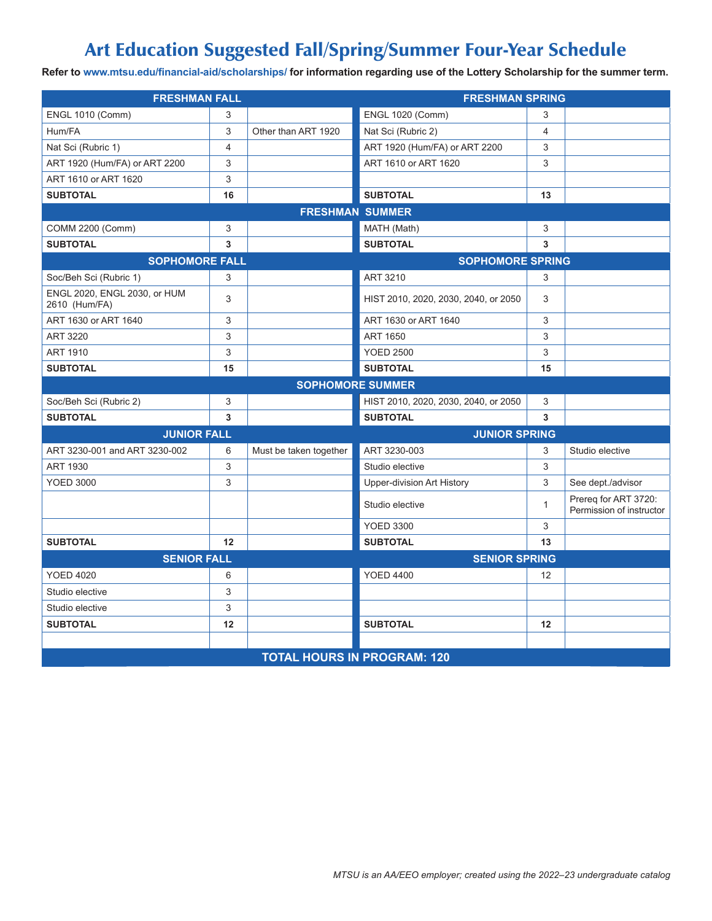# Art Education Suggested Fall/Spring/Summer Four-Year Schedule

**Refer to www.mtsu.edu/financial-aid/scholarships/ for information regarding use of the Lottery Scholarship for the summer term.**

| FRESHMAN FALL | | | FRESHMAN SPRING | | |
|---|---|---|---|---|---|
| ENGL 1010 (Comm) | 3 | | ENGL 1020 (Comm) | 3 | |
| Hum/FA | 3 | Other than ART 1920 | Nat Sci (Rubric 2) | 4 | |
| Nat Sci (Rubric 1) | 4 | | ART 1920 (Hum/FA) or ART 2200 | 3 | |
| ART 1920 (Hum/FA) or ART 2200 | 3 | | ART 1610 or ART 1620 | 3 | |
| ART 1610 or ART 1620 | 3 | | | | |
| **SUBTOTAL** | **16** | | **SUBTOTAL** | **13** | |
| **FRESHMAN SUMMER** | | | | | |
| COMM 2200 (Comm) | 3 | | MATH (Math) | 3 | |
| **SUBTOTAL** | **3** | | **SUBTOTAL** | **3** | |
| **SOPHOMORE FALL** | | | **SOPHOMORE SPRING** | | |
| Soc/Beh Sci (Rubric 1) | 3 | | ART 3210 | 3 | |
| ENGL 2020, ENGL 2030, or HUM 2610 (Hum/FA) | 3 | | HIST 2010, 2020, 2030, 2040, or 2050 | 3 | |
| ART 1630 or ART 1640 | 3 | | ART 1630 or ART 1640 | 3 | |
| ART 3220 | 3 | | ART 1650 | 3 | |
| ART 1910 | 3 | | YOED 2500 | 3 | |
| **SUBTOTAL** | **15** | | **SUBTOTAL** | **15** | |
| **SOPHOMORE SUMMER** | | | | | |
| Soc/Beh Sci (Rubric 2) | 3 | | HIST 2010, 2020, 2030, 2040, or 2050 | 3 | |
| **SUBTOTAL** | **3** | | **SUBTOTAL** | **3** | |
| **JUNIOR FALL** | | | **JUNIOR SPRING** | | |
| ART 3230-001 and ART 3230-002 | 6 | Must be taken together | ART 3230-003 | 3 | Studio elective |
| ART 1930 | 3 | | Studio elective | 3 | |
| YOED 3000 | 3 | | Upper-division Art History | 3 | See dept./advisor |
| | | | Studio elective | 1 | Prereq for ART 3720: Permission of instructor |
| | | | YOED 3300 | 3 | |
| **SUBTOTAL** | **12** | | **SUBTOTAL** | **13** | |
| **SENIOR FALL** | | | **SENIOR SPRING** | | |
| YOED 4020 | 6 | | YOED 4400 | 12 | |
| Studio elective | 3 | | | | |
| Studio elective | 3 | | | | |
| **SUBTOTAL** | **12** | | **SUBTOTAL** | **12** | |
| | | | | | |
| **TOTAL HOURS IN PROGRAM: 120** | | | | | |

*MTSU is an AA/EEO employer; created using the 2022–23 undergraduate catalog*